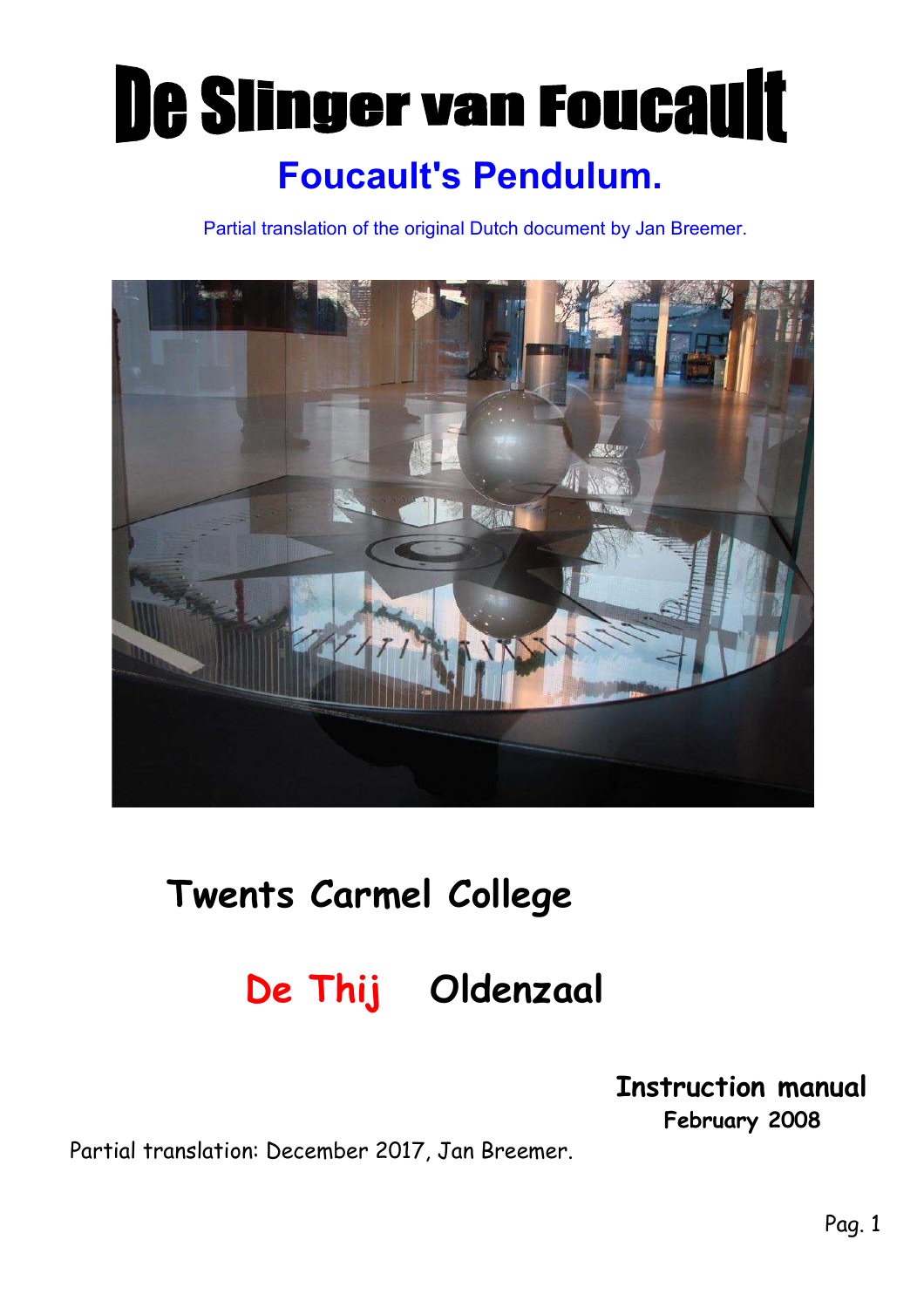# De Slinger van Foucault

## Foucault's Pendulum.

Partial translation of the original Dutch document by Jan Breemer.

## Twents Carmel College

## De Thij Oldenzaal

**Instruction manual**
**February 2008**

Partial translation: December 2017, Jan Breemer.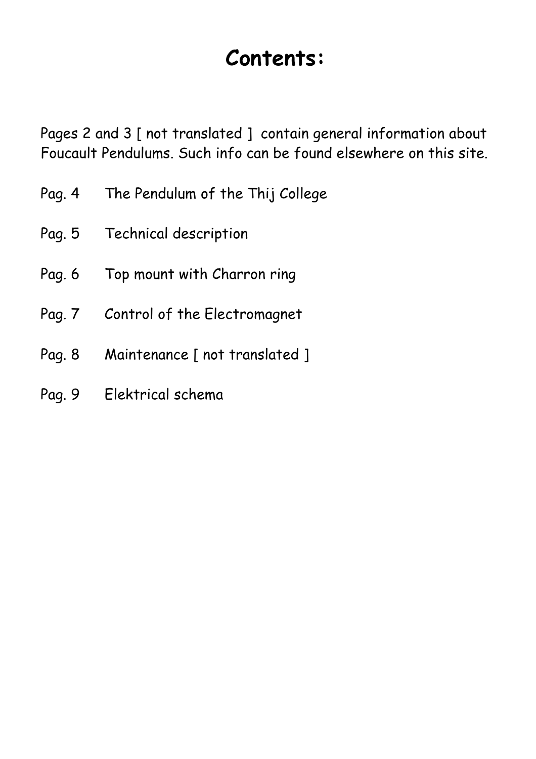# Contents:

Pages 2 and 3 [ not translated ] contain general information about Foucault Pendulums. Such info can be found elsewhere on this site.

Pag. 4 The Pendulum of the Thij College

Pag. 5 Technical description

Pag. 6 Top mount with Charron ring

Pag. 7 Control of the Electromagnet

Pag. 8 Maintenance [ not translated ]

Pag. 9 Elektrical schema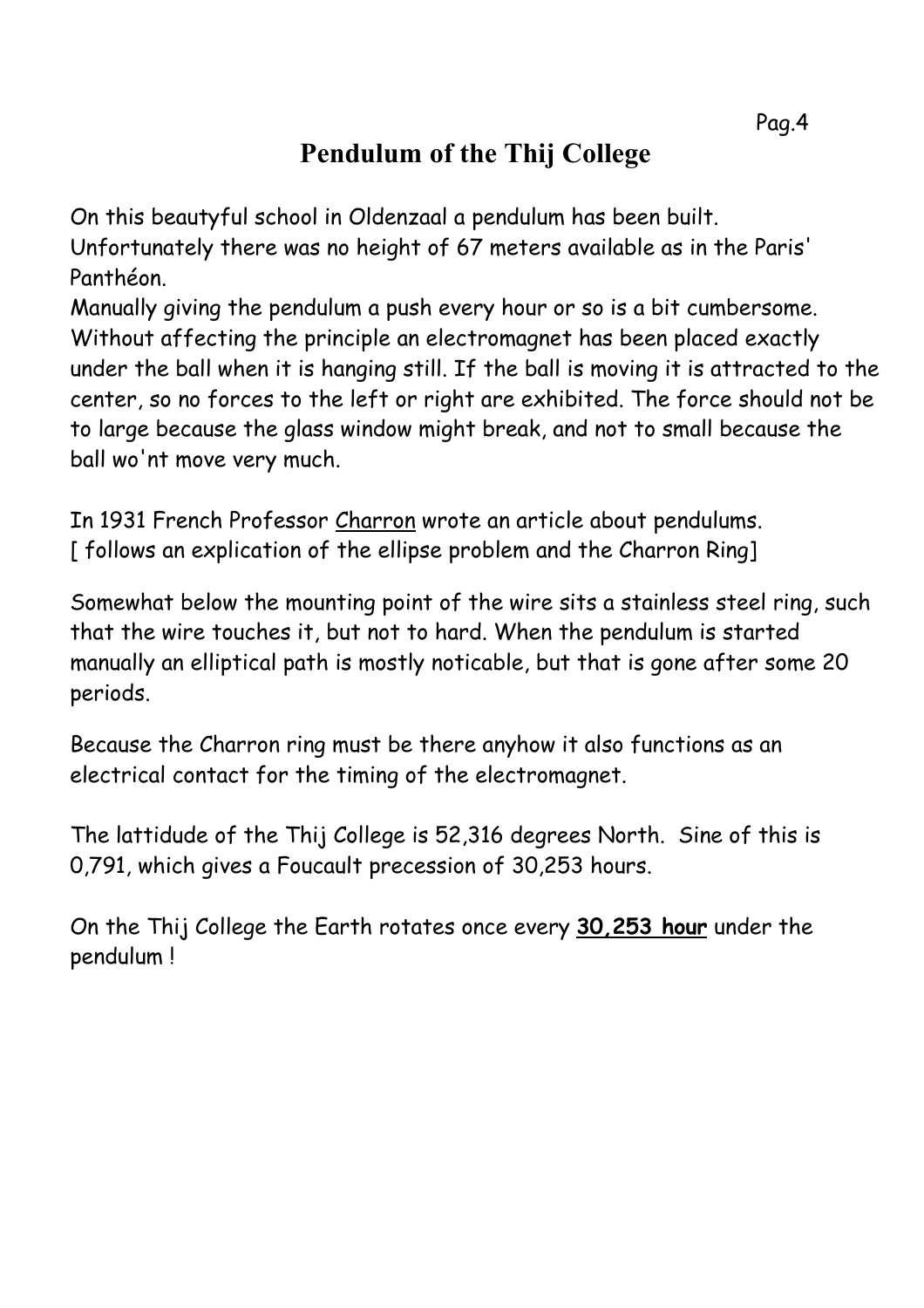# Pendulum of the Thij College

On this beautyful school in Oldenzaal a pendulum has been built.
Unfortunately there was no height of 67 meters available as in the Paris' Panthéon.
Manually giving the pendulum a push every hour or so is a bit cumbersome. Without affecting the principle an electromagnet has been placed exactly under the ball when it is hanging still. If the ball is moving it is attracted to the center, so no forces to the left or right are exhibited. The force should not be to large because the glass window might break, and not to small because the ball wo'nt move very much.

In 1931 French Professor Charron wrote an article about pendulums.
[ follows an explication of the ellipse problem and the Charron Ring]

Somewhat below the mounting point of the wire sits a stainless steel ring, such that the wire touches it, but not to hard. When the pendulum is started manually an elliptical path is mostly noticable, but that is gone after some 20 periods.

Because the Charron ring must be there anyhow it also functions as an electrical contact for the timing of the electromagnet.

The lattidude of the Thij College is 52,316 degrees North. Sine of this is 0,791, which gives a Foucault precession of 30,253 hours.

On the Thij College the Earth rotates once every **30,253 hour** under the pendulum !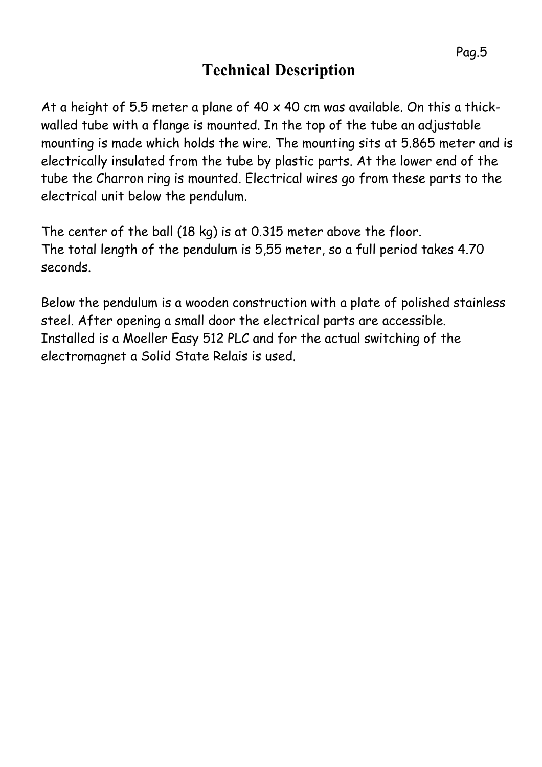# Technical Description

At a height of 5.5 meter a plane of 40 x 40 cm was available. On this a thick-walled tube with a flange is mounted. In the top of the tube an adjustable mounting is made which holds the wire. The mounting sits at 5.865 meter and is electrically insulated from the tube by plastic parts. At the lower end of the tube the Charron ring is mounted. Electrical wires go from these parts to the electrical unit below the pendulum.

The center of the ball (18 kg) is at 0.315 meter above the floor.
The total length of the pendulum is 5,55 meter, so a full period takes 4.70 seconds.

Below the pendulum is a wooden construction with a plate of polished stainless steel. After opening a small door the electrical parts are accessible.
Installed is a Moeller Easy 512 PLC and for the actual switching of the electromagnet a Solid State Relais is used.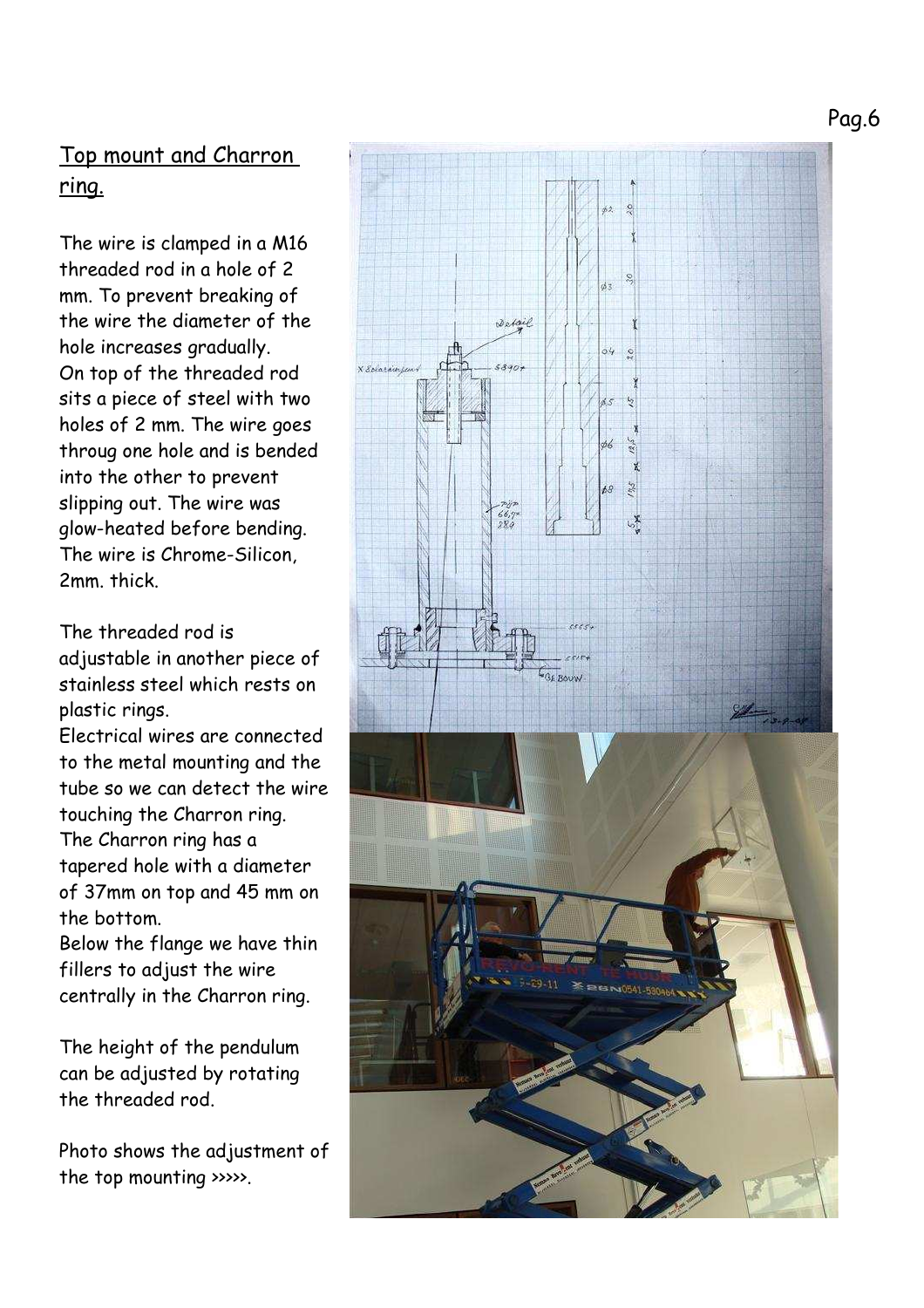## Top mount and Charron ring.

The wire is clamped in a M16 threaded rod in a hole of 2 mm. To prevent breaking of the wire the diameter of the hole increases gradually.
On top of the threaded rod sits a piece of steel with two holes of 2 mm. The wire goes throug one hole and is bended into the other to prevent slipping out. The wire was glow-heated before bending. The wire is Chrome-Silicon, 2mm. thick.

The threaded rod is adjustable in another piece of stainless steel which rests on plastic rings.
Electrical wires are connected to the metal mounting and the tube so we can detect the wire touching the Charron ring.
The Charron ring has a tapered hole with a diameter of 37mm on top and 45 mm on the bottom.
Below the flange we have thin fillers to adjust the wire centrally in the Charron ring.

The height of the pendulum can be adjusted by rotating the threaded rod.

Photo shows the adjustment of the top mounting >>>>>.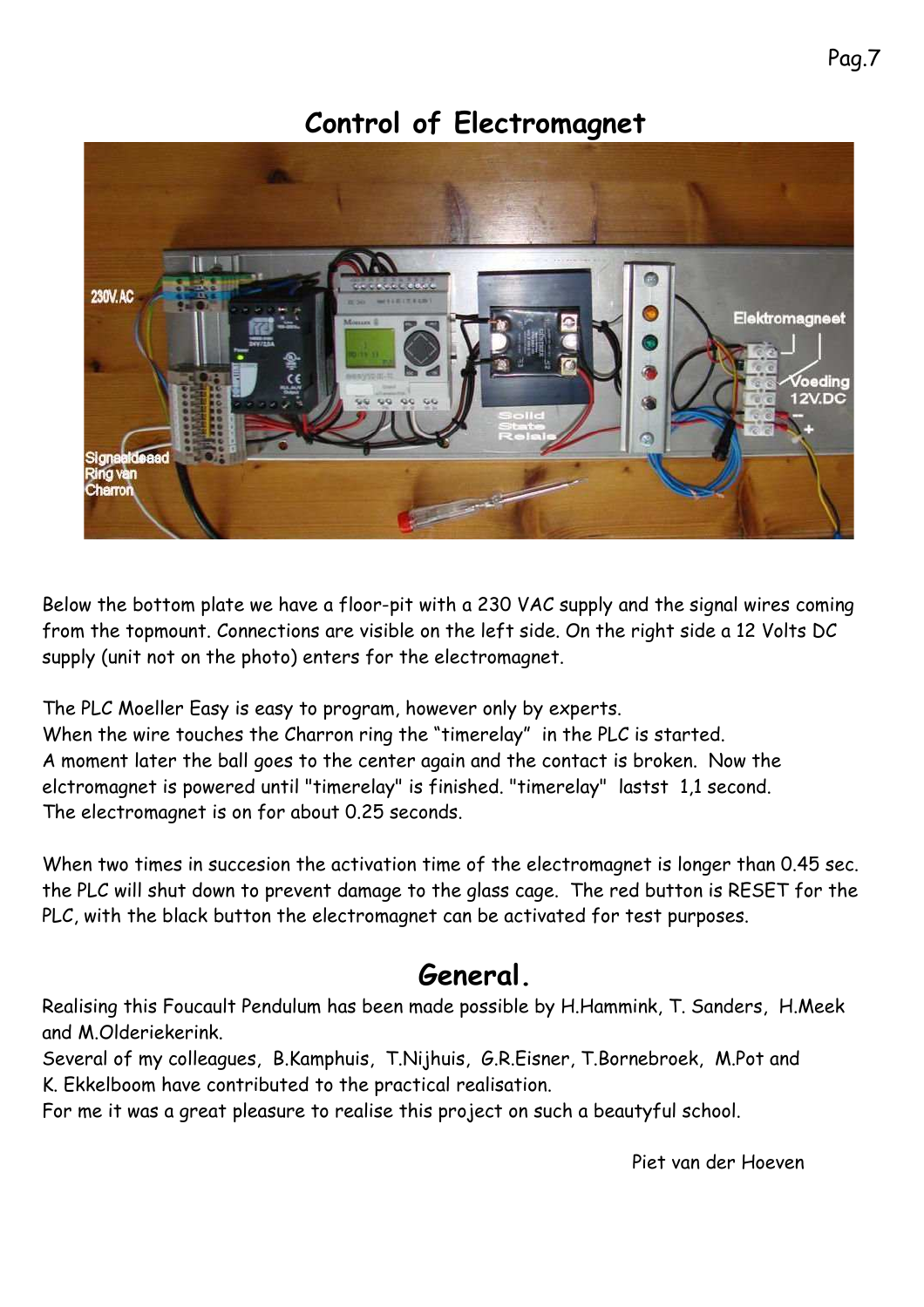## Control of Electromagnet

Below the bottom plate we have a floor-pit with a 230 VAC supply and the signal wires coming from the topmount. Connections are visible on the left side. On the right side a 12 Volts DC supply (unit not on the photo) enters for the electromagnet.

The PLC Moeller Easy is easy to program, however only by experts.
When the wire touches the Charron ring the "timerelay" in the PLC is started.
A moment later the ball goes to the center again and the contact is broken. Now the elctromagnet is powered until "timerelay" is finished. "timerelay" lastst 1,1 second.
The electromagnet is on for about 0.25 seconds.

When two times in succesion the activation time of the electromagnet is longer than 0.45 sec. the PLC will shut down to prevent damage to the glass cage. The red button is RESET for the PLC, with the black button the electromagnet can be activated for test purposes.

## General.

Realising this Foucault Pendulum has been made possible by H.Hammink, T. Sanders, H.Meek and M.Olderiekerink.
Several of my colleagues, B.Kamphuis, T.Nijhuis, G.R.Eisner, T.Bornebroek, M.Pot and K. Ekkelboom have contributed to the practical realisation.
For me it was a great pleasure to realise this project on such a beautyful school.

Piet van der Hoeven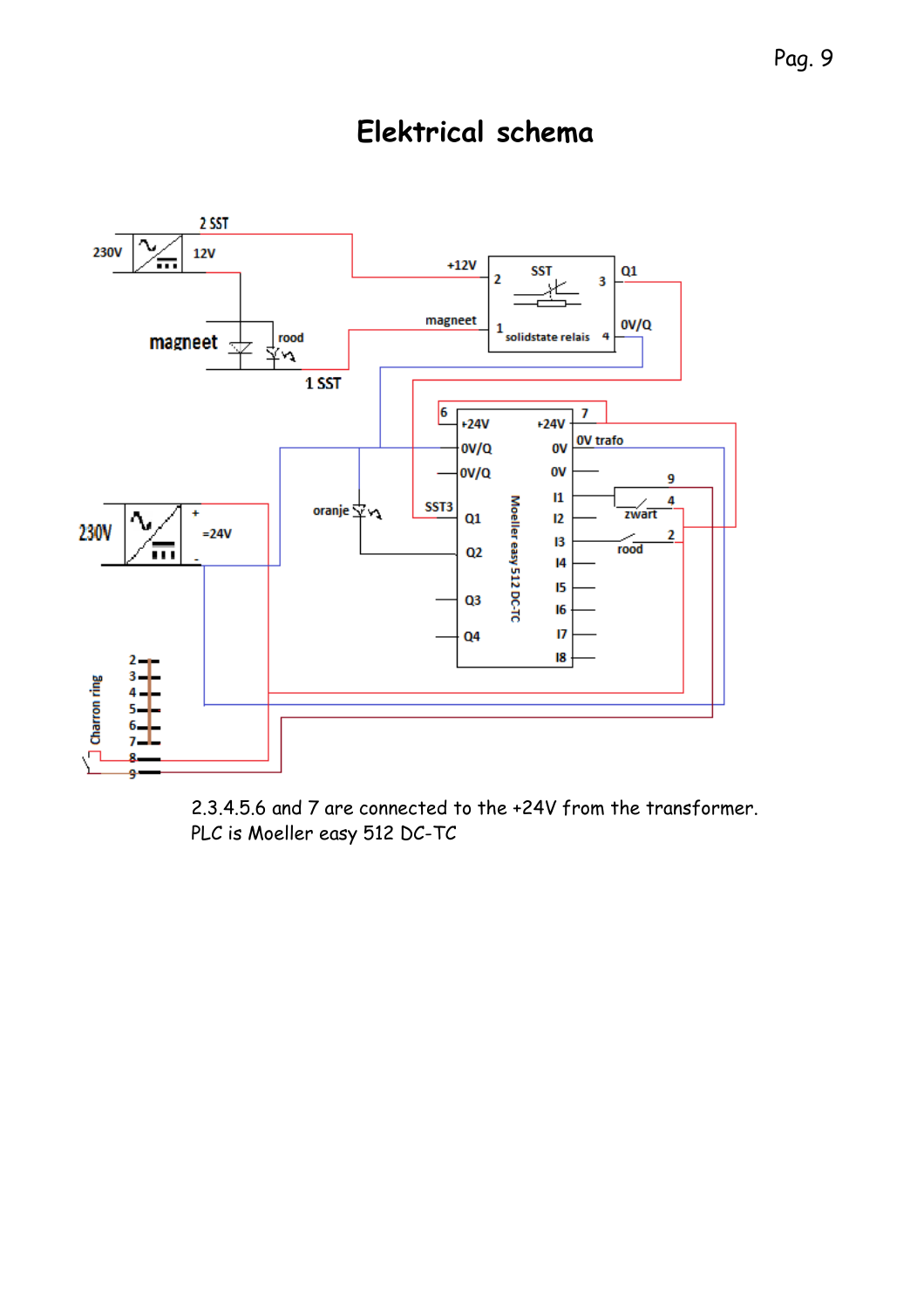# Elektrical schema

2 SST

230V

12V

+12V

SST

Q1

2

3

magneet

1

solidstate relais

4

0V/Q

magneet

rood

1 SST

6

7

+24V

+24V

0V/Q

0V trafo

0V

0V/Q

0V

9

230V

+

=24V

-

oranje

SST3

Q1

I1

4

I2

zwart

I3

2

rood

Q2

I4

Moeller easy 512 DC-TC

I5

Q3

I6

Q4

I7

I8

Charron ring

2

3

4

5

6

7

8

9

2.3.4.5.6 and 7 are connected to the +24V from the transformer.
PLC is Moeller easy 512 DC-TC